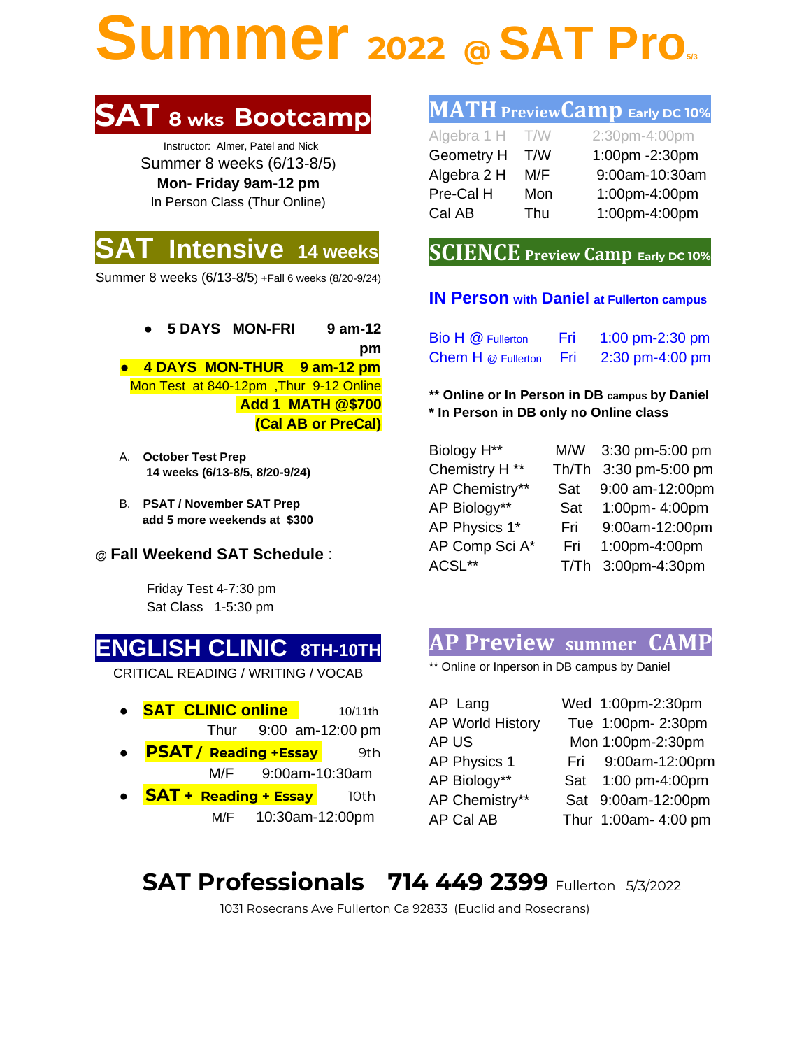# Summer 2022 @ SAT Pro 5/3

## SAT 8 wks Bootcamp

Instructor: Almer, Patel and Nick

Summer 8 weeks (6/13-8/5)

**Mon- Friday 9am-12 pm**

In Person Class (Thur Online)

## SAT Intensive 14 weeks

Summer 8 weeks (6/13-8/5) +Fall 6 weeks (8/20-9/24)

- **5 DAYS MON-FRI 9 am-12 pm**
- **4 DAYS MON-THUR 9 am-12 pm**

Mon Test at 840-12pm ,Thur 9-12 Online

**Add 1 MATH @$700**

**(Cal AB or PreCal)**

A. **October Test Prep**
**14 weeks (6/13-8/5, 8/20-9/24)**

B. **PSAT / November SAT Prep**
**add 5 more weekends at $300**

@ **Fall Weekend SAT Schedule** :

Friday Test 4-7:30 pm
Sat Class 1-5:30 pm

## ENGLISH CLINIC 8TH-10TH

CRITICAL READING / WRITING / VOCAB

- **SAT CLINIC online** 10/11th
  Thur 9:00 am-12:00 pm
- **PSAT / Reading +Essay** 9th
  M/F 9:00am-10:30am
- **SAT + Reading + Essay** 10th
  M/F 10:30am-12:00pm

## MATH PreviewCamp Early DC 10%

| | | |
|---|---|---|
| Algebra 1 H | T/W | 2:30pm-4:00pm |
| Geometry H | T/W | 1:00pm -2:30pm |
| Algebra 2 H | M/F | 9:00am-10:30am |
| Pre-Cal H | Mon | 1:00pm-4:00pm |
| Cal AB | Thu | 1:00pm-4:00pm |

## SCIENCE Preview Camp Early DC 10%

**IN Person with Daniel at Fullerton campus**

| | | |
|---|---|---|
| Bio H @ Fullerton | Fri | 1:00 pm-2:30 pm |
| Chem H @ Fullerton | Fri | 2:30 pm-4:00 pm |

**** Online or In Person in DB campus by Daniel**
*** In Person in DB only no Online class**

| | | |
|---|---|---|
| Biology H** | M/W | 3:30 pm-5:00 pm |
| Chemistry H ** | Th/Th | 3:30 pm-5:00 pm |
| AP Chemistry** | Sat | 9:00 am-12:00pm |
| AP Biology** | Sat | 1:00pm- 4:00pm |
| AP Physics 1* | Fri | 9:00am-12:00pm |
| AP Comp Sci A* | Fri | 1:00pm-4:00pm |
| ACSL** | T/Th | 3:00pm-4:30pm |

## AP Preview summer CAMP

** Online or Inperson in DB campus by Daniel

| | | |
|---|---|---|
| AP Lang | Wed | 1:00pm-2:30pm |
| AP World History | Tue | 1:00pm- 2:30pm |
| AP US | Mon | 1:00pm-2:30pm |
| AP Physics 1 | Fri | 9:00am-12:00pm |
| AP Biology** | Sat | 1:00 pm-4:00pm |
| AP Chemistry** | Sat | 9:00am-12:00pm |
| AP Cal AB | Thur | 1:00am- 4:00 pm |

**SAT Professionals 714 449 2399** Fullerton 5/3/2022

1031 Rosecrans Ave Fullerton Ca 92833 (Euclid and Rosecrans)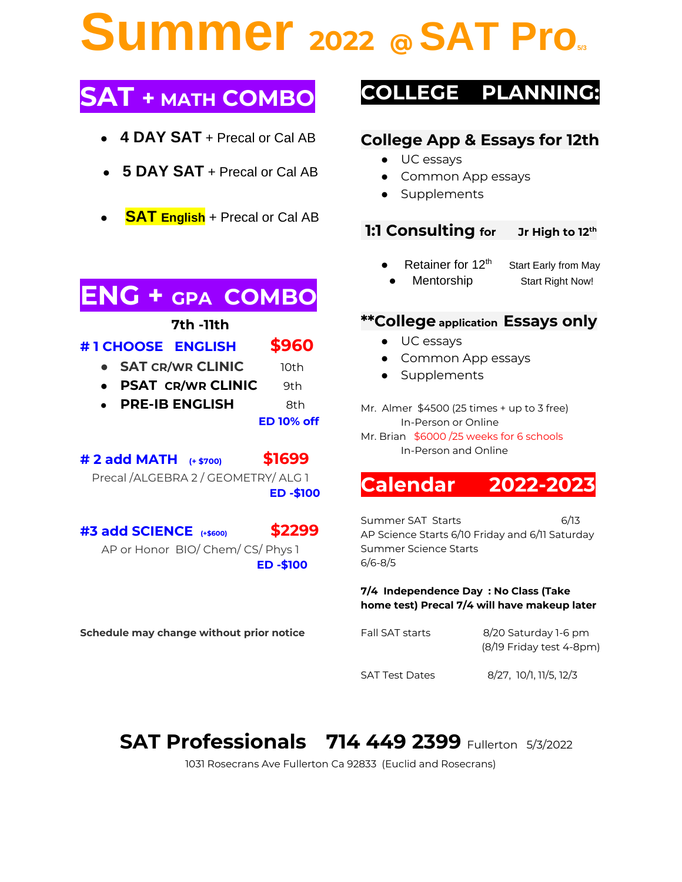# Summer 2022 @ SAT Pro 5/3

## SAT + MATH COMBO

- **4 DAY SAT** + Precal or Cal AB
- **5 DAY SAT** + Precal or Cal AB
- **SAT English** + Precal or Cal AB

## ENG + GPA COMBO

**7th -11th**

**# 1 CHOOSE ENGLISH** **$960**

- **SAT CR/WR CLINIC** 10th
- **PSAT CR/WR CLINIC** 9th
- **PRE-IB ENGLISH** 8th

**ED 10% off**

**# 2 add MATH** (+ $700) **$1699**

Precal /ALGEBRA 2 / GEOMETRY/ ALG 1

**ED -$100**

**#3 add SCIENCE** (+$600) **$2299**

AP or Honor BIO/ Chem/ CS/ Phys 1

**ED -$100**

**Schedule may change without prior notice**

## COLLEGE PLANNING:

### College App & Essays for 12th

- UC essays
- Common App essays
- Supplements

### 1:1 Consulting for Jr High to 12th

- Retainer for 12th — Start Early from May
- Mentorship — Start Right Now!

### **College application Essays only

- UC essays
- Common App essays
- Supplements

Mr. Almer $4500 (25 times + up to 3 free)
In-Person or Online

Mr. Brian $6000 /25 weeks for 6 schools
In-Person and Online

## Calendar 2022-2023

Summer SAT Starts 6/13
AP Science Starts 6/10 Friday and 6/11 Saturday
Summer Science Starts
6/6-8/5

**7/4 Independence Day : No Class (Take home test) Precal 7/4 will have makeup later**

Fall SAT starts 8/20 Saturday 1-6 pm
(8/19 Friday test 4-8pm)

SAT Test Dates 8/27, 10/1, 11/5, 12/3

**SAT Professionals 714 449 2399** Fullerton 5/3/2022

1031 Rosecrans Ave Fullerton Ca 92833 (Euclid and Rosecrans)